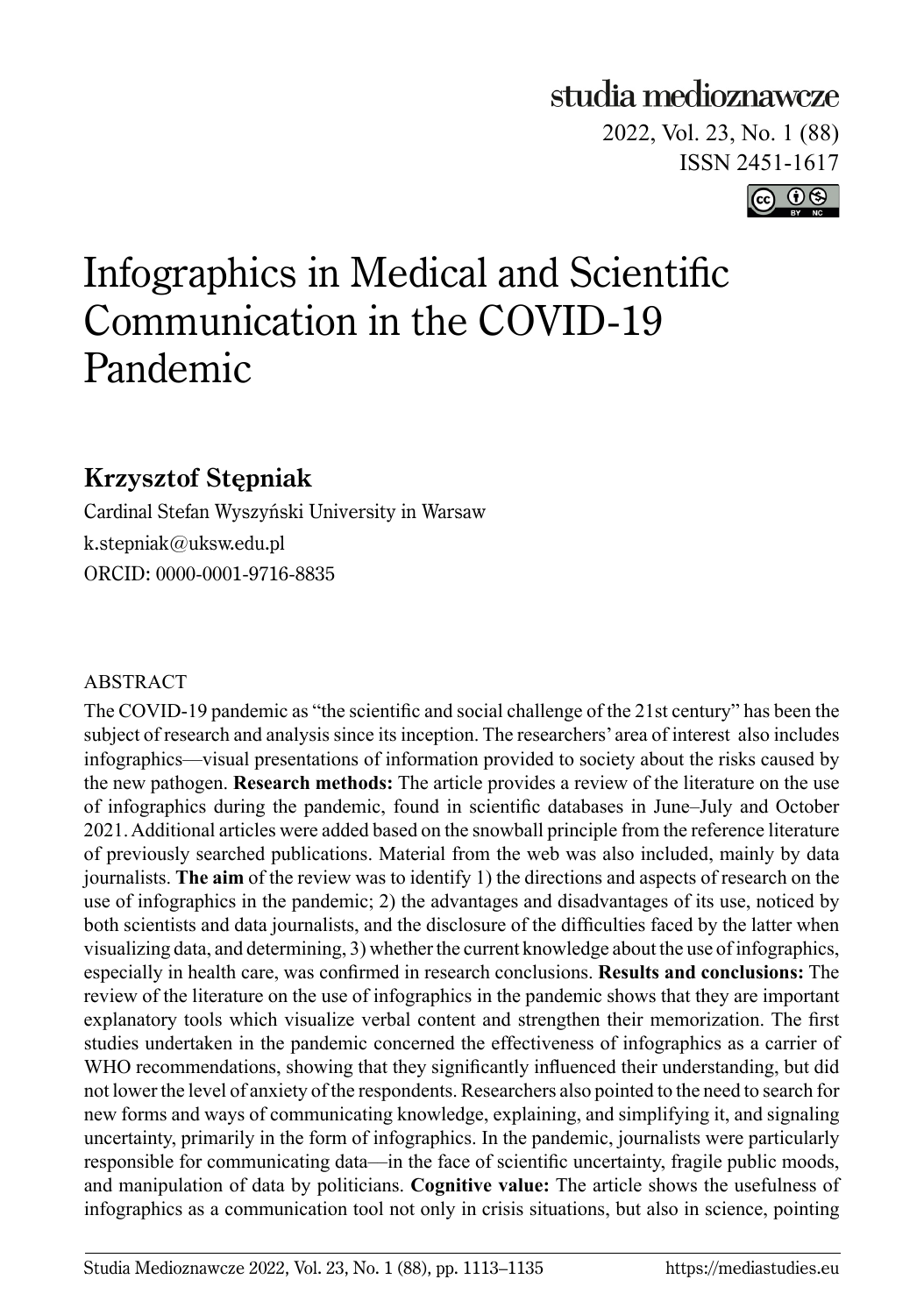studia medioznawcze

2022, Vol. 23, No. 1 (88)
ISSN 2451-1617

# Infographics in Medical and Scientific Communication in the COVID-19 Pandemic

**Krzysztof Stępniak**

Cardinal Stefan Wyszyński University in Warsaw
k.stepniak@uksw.edu.pl
ORCID: 0000-0001-9716-8835

ABSTRACT

The COVID-19 pandemic as "the scientific and social challenge of the 21st century" has been the subject of research and analysis since its inception. The researchers' area of interest also includes infographics—visual presentations of information provided to society about the risks caused by the new pathogen. **Research methods:** The article provides a review of the literature on the use of infographics during the pandemic, found in scientific databases in June–July and October 2021. Additional articles were added based on the snowball principle from the reference literature of previously searched publications. Material from the web was also included, mainly by data journalists. **The aim** of the review was to identify 1) the directions and aspects of research on the use of infographics in the pandemic; 2) the advantages and disadvantages of its use, noticed by both scientists and data journalists, and the disclosure of the difficulties faced by the latter when visualizing data, and determining, 3) whether the current knowledge about the use of infographics, especially in health care, was confirmed in research conclusions. **Results and conclusions:** The review of the literature on the use of infographics in the pandemic shows that they are important explanatory tools which visualize verbal content and strengthen their memorization. The first studies undertaken in the pandemic concerned the effectiveness of infographics as a carrier of WHO recommendations, showing that they significantly influenced their understanding, but did not lower the level of anxiety of the respondents. Researchers also pointed to the need to search for new forms and ways of communicating knowledge, explaining, and simplifying it, and signaling uncertainty, primarily in the form of infographics. In the pandemic, journalists were particularly responsible for communicating data—in the face of scientific uncertainty, fragile public moods, and manipulation of data by politicians. **Cognitive value:** The article shows the usefulness of infographics as a communication tool not only in crisis situations, but also in science, pointing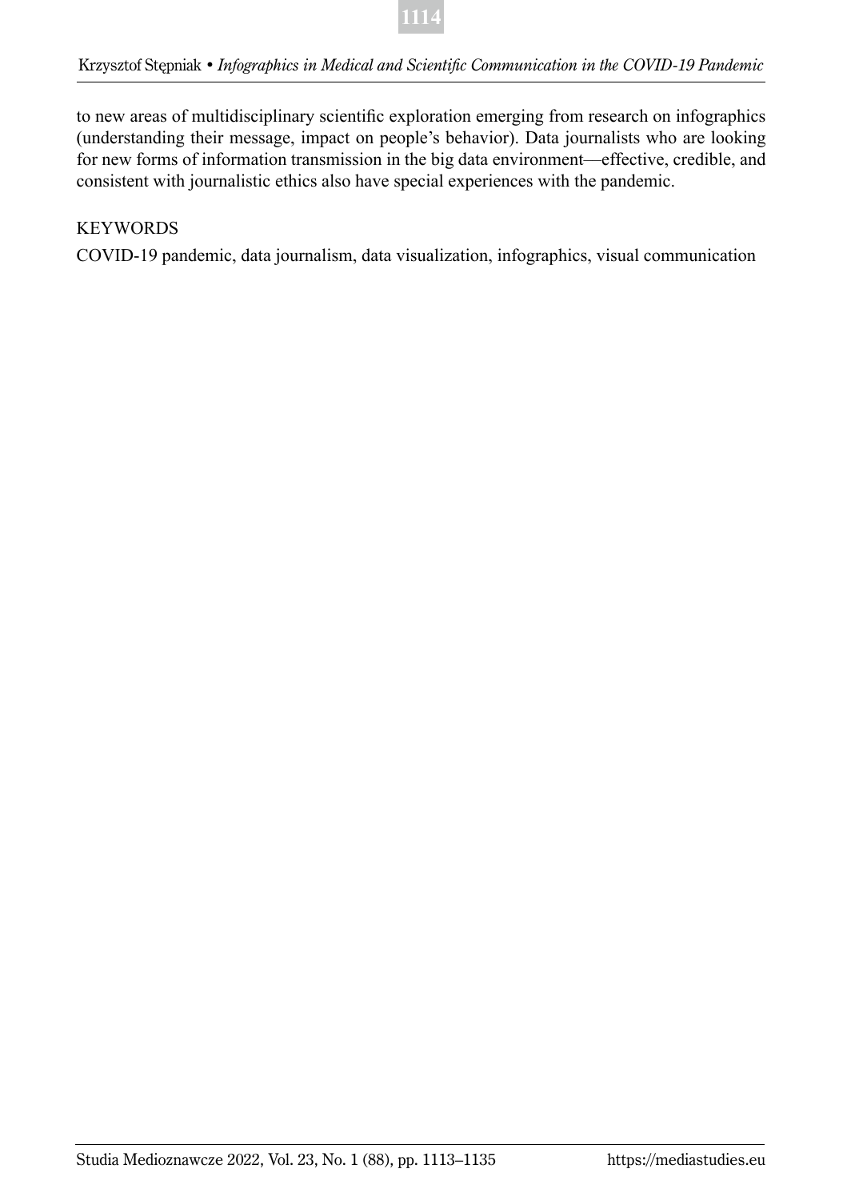to new areas of multidisciplinary scientific exploration emerging from research on infographics (understanding their message, impact on people's behavior). Data journalists who are looking for new forms of information transmission in the big data environment—effective, credible, and consistent with journalistic ethics also have special experiences with the pandemic.

KEYWORDS

COVID-19 pandemic, data journalism, data visualization, infographics, visual communication